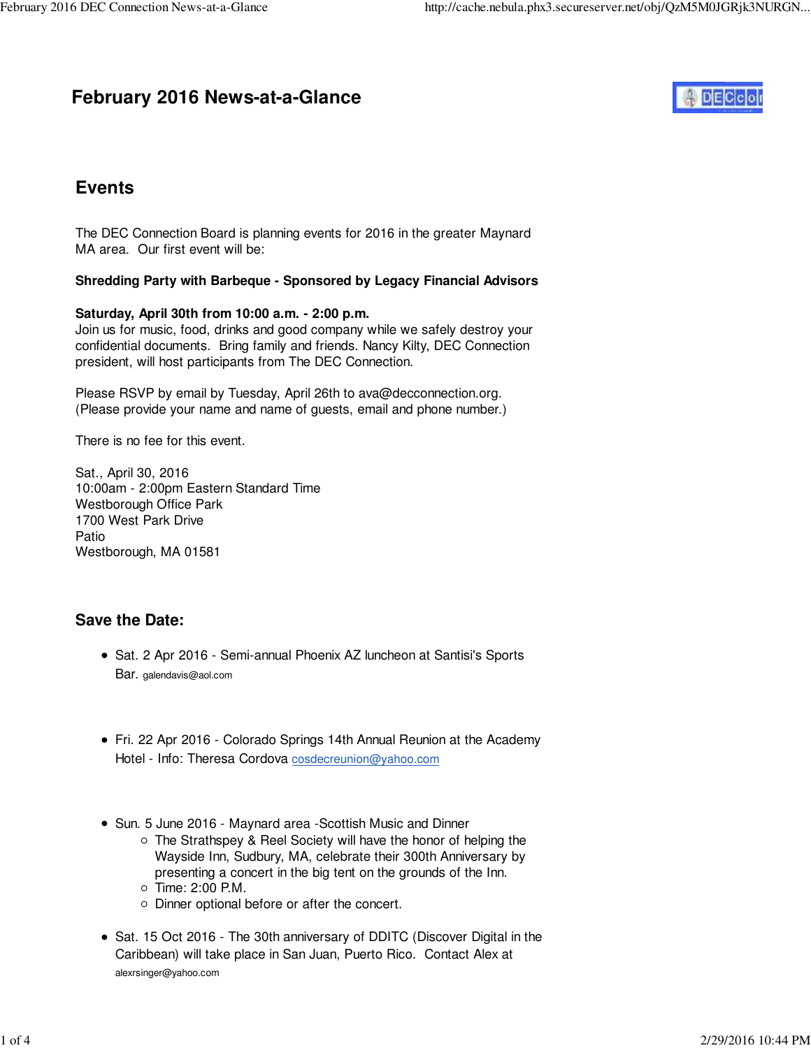# February 2016 News-at-a-Glance

## Events

The DEC Connection Board is planning events for 2016 in the greater Maynard MA area. Our first event will be:

**Shredding Party with Barbeque - Sponsored by Legacy Financial Advisors**

**Saturday, April 30th from 10:00 a.m. - 2:00 p.m.**
Join us for music, food, drinks and good company while we safely destroy your confidential documents. Bring family and friends. Nancy Kilty, DEC Connection president, will host participants from The DEC Connection.

Please RSVP by email by Tuesday, April 26th to ava@decconnection.org.
(Please provide your name and name of guests, email and phone number.)

There is no fee for this event.

Sat., April 30, 2016
10:00am - 2:00pm Eastern Standard Time
Westborough Office Park
1700 West Park Drive
Patio
Westborough, MA 01581

### Save the Date:

- Sat. 2 Apr 2016 - Semi-annual Phoenix AZ luncheon at Santisi's Sports Bar. galendavis@aol.com

- Fri. 22 Apr 2016 - Colorado Springs 14th Annual Reunion at the Academy Hotel - Info: Theresa Cordova cosdecreunion@yahoo.com

- Sun. 5 June 2016 - Maynard area -Scottish Music and Dinner
  - The Strathspey & Reel Society will have the honor of helping the Wayside Inn, Sudbury, MA, celebrate their 300th Anniversary by presenting a concert in the big tent on the grounds of the Inn.
  - Time: 2:00 P.M.
  - Dinner optional before or after the concert.

- Sat. 15 Oct 2016 - The 30th anniversary of DDITC (Discover Digital in the Caribbean) will take place in San Juan, Puerto Rico. Contact Alex at alexrsinger@yahoo.com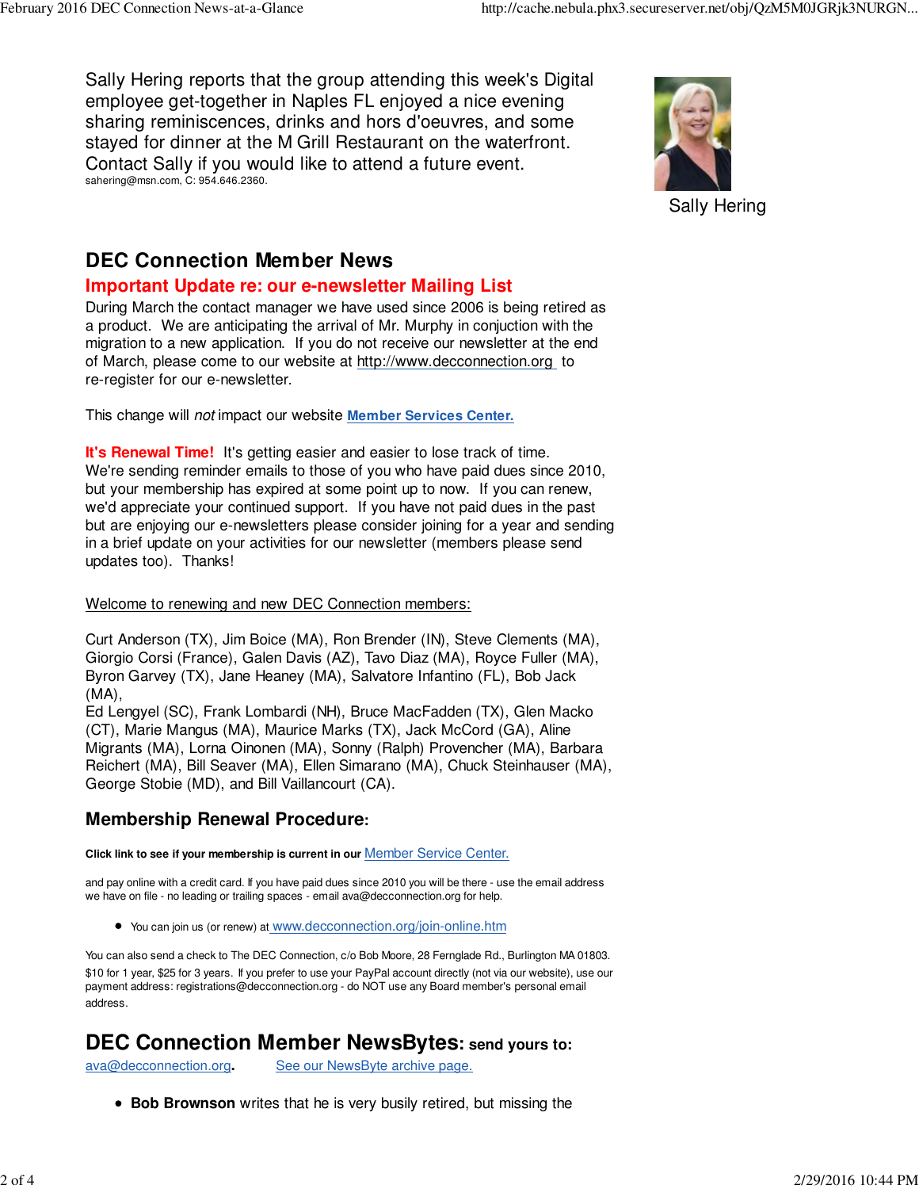Sally Hering reports that the group attending this week's Digital employee get-together in Naples FL enjoyed a nice evening sharing reminiscences, drinks and hors d'oeuvres, and some stayed for dinner at the M Grill Restaurant on the waterfront. Contact Sally if you would like to attend a future event. sahering@msn.com, C: 954.646.2360.

Sally Hering

## DEC Connection Member News

### Important Update re: our e-newsletter Mailing List

During March the contact manager we have used since 2006 is being retired as a product. We are anticipating the arrival of Mr. Murphy in conjuction with the migration to a new application. If you do not receive our newsletter at the end of March, please come to our website at http://www.decconnection.org to re-register for our e-newsletter.

This change will *not* impact our website **Member Services Center.**

**It's Renewal Time!** It's getting easier and easier to lose track of time. We're sending reminder emails to those of you who have paid dues since 2010, but your membership has expired at some point up to now. If you can renew, we'd appreciate your continued support. If you have not paid dues in the past but are enjoying our e-newsletters please consider joining for a year and sending in a brief update on your activities for our newsletter (members please send updates too). Thanks!

Welcome to renewing and new DEC Connection members:

Curt Anderson (TX), Jim Boice (MA), Ron Brender (IN), Steve Clements (MA), Giorgio Corsi (France), Galen Davis (AZ), Tavo Diaz (MA), Royce Fuller (MA), Byron Garvey (TX), Jane Heaney (MA), Salvatore Infantino (FL), Bob Jack (MA),
Ed Lengyel (SC), Frank Lombardi (NH), Bruce MacFadden (TX), Glen Macko (CT), Marie Mangus (MA), Maurice Marks (TX), Jack McCord (GA), Aline Migrants (MA), Lorna Oinonen (MA), Sonny (Ralph) Provencher (MA), Barbara Reichert (MA), Bill Seaver (MA), Ellen Simarano (MA), Chuck Steinhauser (MA), George Stobie (MD), and Bill Vaillancourt (CA).

### Membership Renewal Procedure:

**Click link to see if your membership is current in our** Member Service Center.

and pay online with a credit card. If you have paid dues since 2010 you will be there - use the email address we have on file - no leading or trailing spaces - email ava@decconnection.org for help.

- You can join us (or renew) at www.decconnection.org/join-online.htm

You can also send a check to The DEC Connection, c/o Bob Moore, 28 Fernglade Rd., Burlington MA 01803. $10 for 1 year, $25 for 3 years. If you prefer to use your PayPal account directly (not via our website), use our payment address: registrations@decconnection.org - do NOT use any Board member's personal email address.

## DEC Connection Member NewsBytes: send yours to:

ava@decconnection.org. See our NewsByte archive page.

- **Bob Brownson** writes that he is very busily retired, but missing the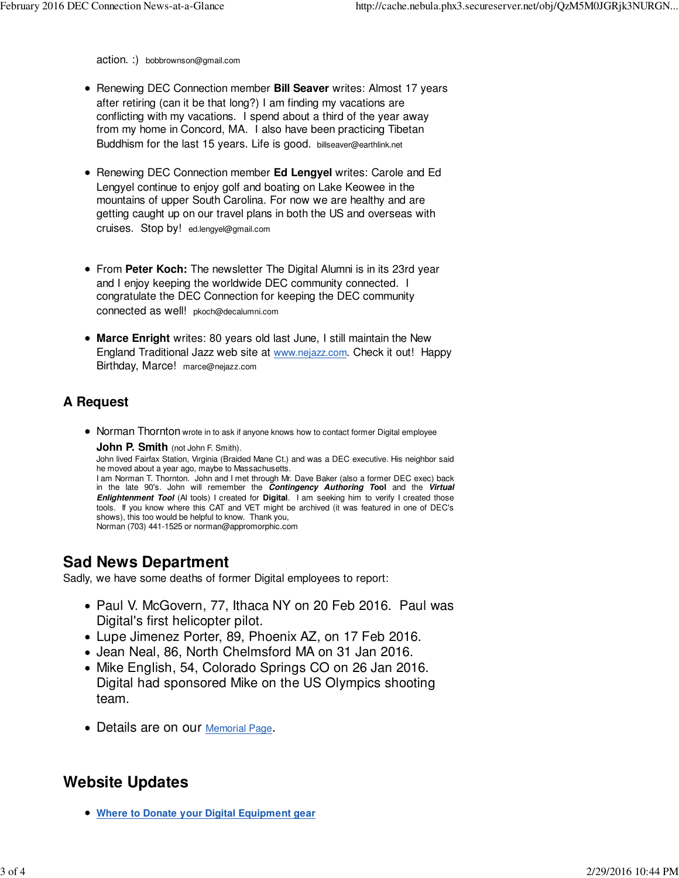action. :) bobbrownson@gmail.com

- Renewing DEC Connection member **Bill Seaver** writes: Almost 17 years after retiring (can it be that long?) I am finding my vacations are conflicting with my vacations. I spend about a third of the year away from my home in Concord, MA. I also have been practicing Tibetan Buddhism for the last 15 years. Life is good. billseaver@earthlink.net

- Renewing DEC Connection member **Ed Lengyel** writes: Carole and Ed Lengyel continue to enjoy golf and boating on Lake Keowee in the mountains of upper South Carolina. For now we are healthy and are getting caught up on our travel plans in both the US and overseas with cruises. Stop by! ed.lengyel@gmail.com

- From **Peter Koch:** The newsletter The Digital Alumni is in its 23rd year and I enjoy keeping the worldwide DEC community connected. I congratulate the DEC Connection for keeping the DEC community connected as well! pkoch@decalumni.com

- **Marce Enright** writes: 80 years old last June, I still maintain the New England Traditional Jazz web site at www.nejazz.com. Check it out! Happy Birthday, Marce! marce@nejazz.com

## A Request

- Norman Thornton wrote in to ask if anyone knows how to contact former Digital employee **John P. Smith** (not John F. Smith).
  John lived Fairfax Station, Virginia (Braided Mane Ct.) and was a DEC executive. His neighbor said he moved about a year ago, maybe to Massachusetts.
  I am Norman T. Thornton. John and I met through Mr. Dave Baker (also a former DEC exec) back in the late 90's. John will remember the ***Contingency Authoring*** **Tool** and the ***Virtual Enlightenment Tool*** (AI tools) I created for **Digital**. I am seeking him to verify I created those tools. If you know where this CAT and VET might be archived (it was featured in one of DEC's shows), this too would be helpful to know. Thank you,
  Norman (703) 441-1525 or norman@appromorphic.com

## Sad News Department

Sadly, we have some deaths of former Digital employees to report:

- Paul V. McGovern, 77, Ithaca NY on 20 Feb 2016. Paul was Digital's first helicopter pilot.
- Lupe Jimenez Porter, 89, Phoenix AZ, on 17 Feb 2016.
- Jean Neal, 86, North Chelmsford MA on 31 Jan 2016.
- Mike English, 54, Colorado Springs CO on 26 Jan 2016. Digital had sponsored Mike on the US Olympics shooting team.

- Details are on our Memorial Page.

## Website Updates

- **Where to Donate your Digital Equipment gear**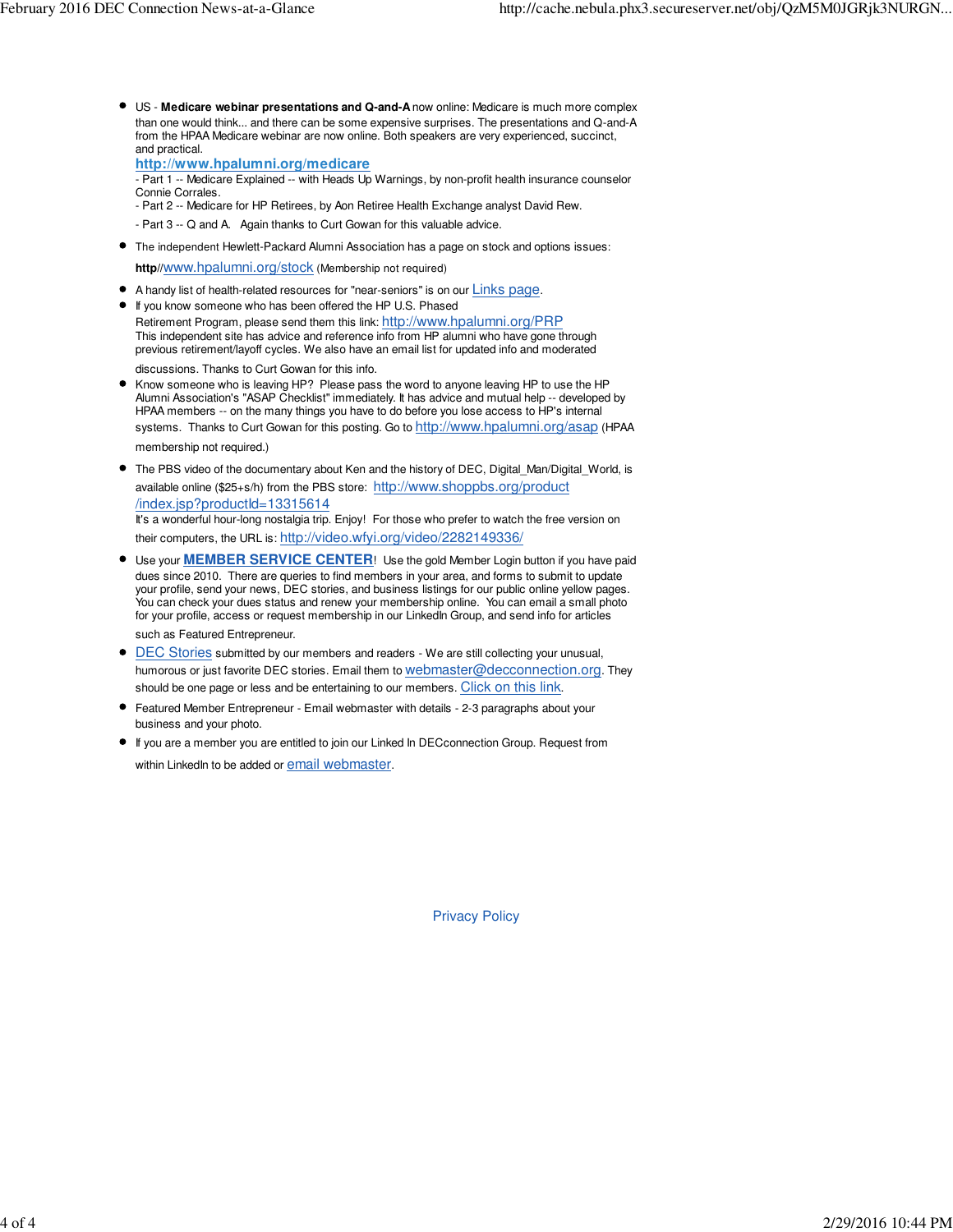- US - **Medicare webinar presentations and Q-and-A** now online: Medicare is much more complex than one would think... and there can be some expensive surprises. The presentations and Q-and-A from the HPAA Medicare webinar are now online. Both speakers are very experienced, succinct, and practical.
  **http://www.hpalumni.org/medicare**
  - Part 1 -- Medicare Explained -- with Heads Up Warnings, by non-profit health insurance counselor Connie Corrales.
  - Part 2 -- Medicare for HP Retirees, by Aon Retiree Health Exchange analyst David Rew.
  - Part 3 -- Q and A. Again thanks to Curt Gowan for this valuable advice.
- The independent Hewlett-Packard Alumni Association has a page on stock and options issues: **http**//www.hpalumni.org/stock (Membership not required)
- A handy list of health-related resources for "near-seniors" is on our Links page.
- If you know someone who has been offered the HP U.S. Phased Retirement Program, please send them this link: http://www.hpalumni.org/PRP
  This independent site has advice and reference info from HP alumni who have gone through previous retirement/layoff cycles. We also have an email list for updated info and moderated discussions. Thanks to Curt Gowan for this info.
- Know someone who is leaving HP? Please pass the word to anyone leaving HP to use the HP Alumni Association's "ASAP Checklist" immediately. It has advice and mutual help -- developed by HPAA members -- on the many things you have to do before you lose access to HP's internal systems. Thanks to Curt Gowan for this posting. Go to http://www.hpalumni.org/asap (HPAA membership not required.)
- The PBS video of the documentary about Ken and the history of DEC, Digital_Man/Digital_World, is available online ($25+s/h) from the PBS store: http://www.shoppbs.org/product/index.jsp?productId=13315614
  It's a wonderful hour-long nostalgia trip. Enjoy! For those who prefer to watch the free version on their computers, the URL is: http://video.wfyi.org/video/2282149336/
- Use your **MEMBER SERVICE CENTER**! Use the gold Member Login button if you have paid dues since 2010. There are queries to find members in your area, and forms to submit to update your profile, send your news, DEC stories, and business listings for our public online yellow pages. You can check your dues status and renew your membership online. You can email a small photo for your profile, access or request membership in our LinkedIn Group, and send info for articles such as Featured Entrepreneur.
- DEC Stories submitted by our members and readers - We are still collecting your unusual, humorous or just favorite DEC stories. Email them to webmaster@decconnection.org. They should be one page or less and be entertaining to our members. Click on this link.
- Featured Member Entrepreneur - Email webmaster with details - 2-3 paragraphs about your business and your photo.
- If you are a member you are entitled to join our Linked In DECconnection Group. Request from within LinkedIn to be added or email webmaster.

Privacy Policy